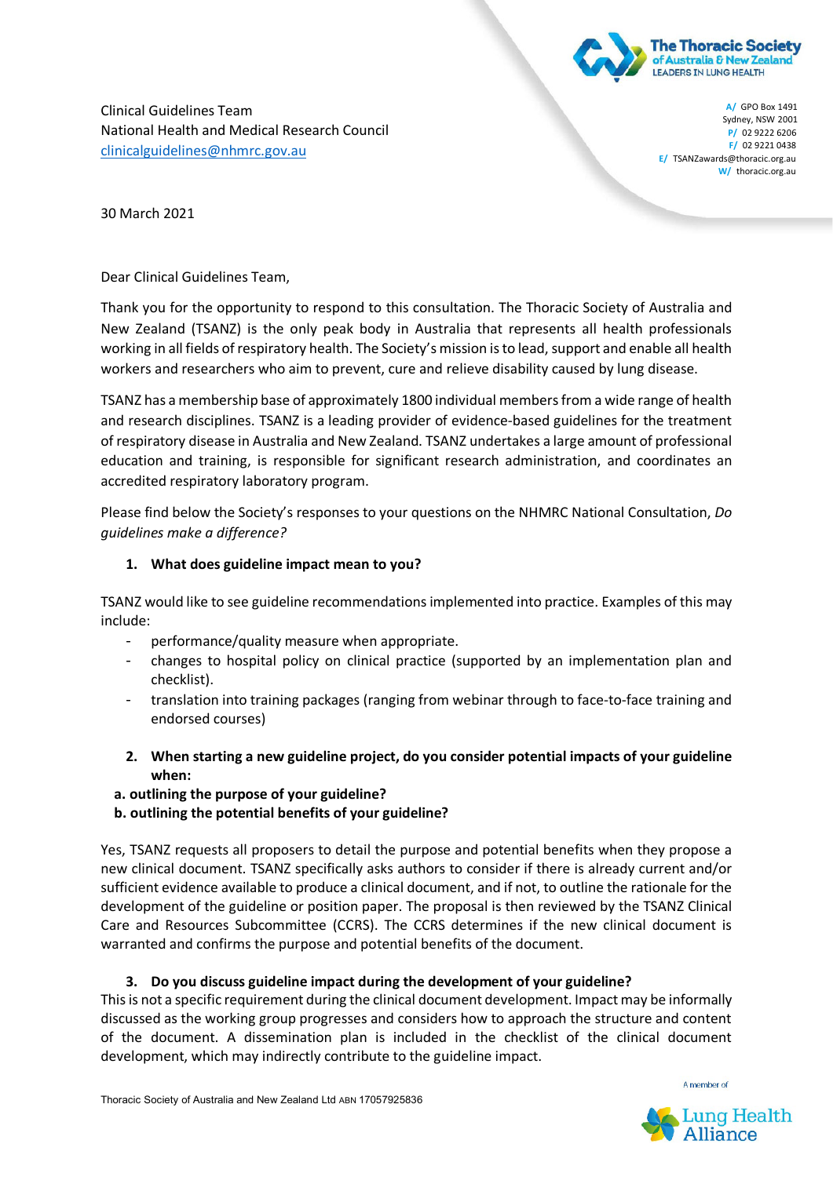Clinical Guidelines Team
National Health and Medical Research Council
clinicalguidelines@nhmrc.gov.au

A/ GPO Box 1491
Sydney, NSW 2001
P/ 02 9222 6206
F/ 02 9221 0438
E/ TSANZawards@thoracic.org.au
W/ thoracic.org.au

30 March 2021

Dear Clinical Guidelines Team,

Thank you for the opportunity to respond to this consultation. The Thoracic Society of Australia and New Zealand (TSANZ) is the only peak body in Australia that represents all health professionals working in all fields of respiratory health. The Society's mission is to lead, support and enable all health workers and researchers who aim to prevent, cure and relieve disability caused by lung disease.

TSANZ has a membership base of approximately 1800 individual members from a wide range of health and research disciplines. TSANZ is a leading provider of evidence-based guidelines for the treatment of respiratory disease in Australia and New Zealand. TSANZ undertakes a large amount of professional education and training, is responsible for significant research administration, and coordinates an accredited respiratory laboratory program.

Please find below the Society's responses to your questions on the NHMRC National Consultation, *Do guidelines make a difference?*

1. **What does guideline impact mean to you?**

TSANZ would like to see guideline recommendations implemented into practice. Examples of this may include:

- performance/quality measure when appropriate.
- changes to hospital policy on clinical practice (supported by an implementation plan and checklist).
- translation into training packages (ranging from webinar through to face-to-face training and endorsed courses)

2. **When starting a new guideline project, do you consider potential impacts of your guideline when:**

**a. outlining the purpose of your guideline?**
**b. outlining the potential benefits of your guideline?**

Yes, TSANZ requests all proposers to detail the purpose and potential benefits when they propose a new clinical document. TSANZ specifically asks authors to consider if there is already current and/or sufficient evidence available to produce a clinical document, and if not, to outline the rationale for the development of the guideline or position paper. The proposal is then reviewed by the TSANZ Clinical Care and Resources Subcommittee (CCRS). The CCRS determines if the new clinical document is warranted and confirms the purpose and potential benefits of the document.

3. **Do you discuss guideline impact during the development of your guideline?**

This is not a specific requirement during the clinical document development. Impact may be informally discussed as the working group progresses and considers how to approach the structure and content of the document. A dissemination plan is included in the checklist of the clinical document development, which may indirectly contribute to the guideline impact.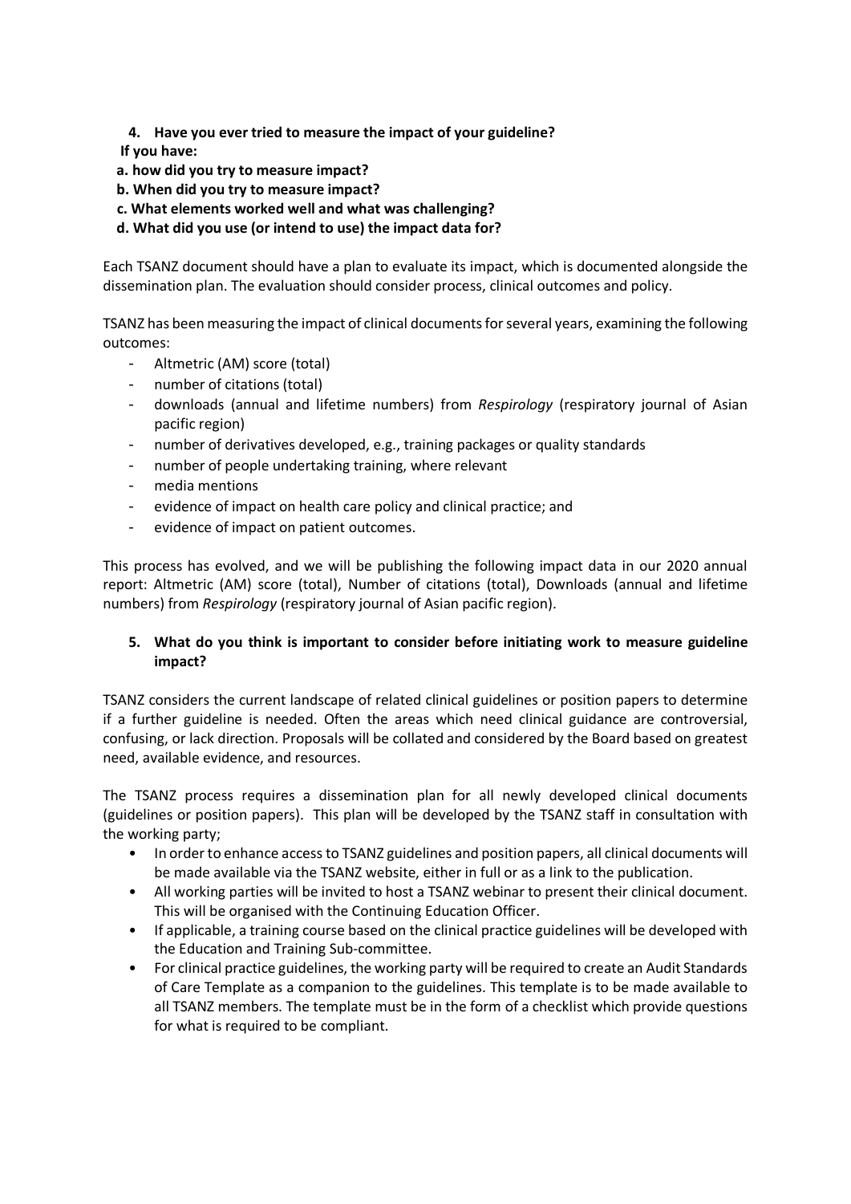4. **Have you ever tried to measure the impact of your guideline?**

**If you have:**

**a. how did you try to measure impact?**

**b. When did you try to measure impact?**

**c. What elements worked well and what was challenging?**

**d. What did you use (or intend to use) the impact data for?**

Each TSANZ document should have a plan to evaluate its impact, which is documented alongside the dissemination plan. The evaluation should consider process, clinical outcomes and policy.

TSANZ has been measuring the impact of clinical documents for several years, examining the following outcomes:

- Altmetric (AM) score (total)
- number of citations (total)
- downloads (annual and lifetime numbers) from *Respirology* (respiratory journal of Asian pacific region)
- number of derivatives developed, e.g., training packages or quality standards
- number of people undertaking training, where relevant
- media mentions
- evidence of impact on health care policy and clinical practice; and
- evidence of impact on patient outcomes.

This process has evolved, and we will be publishing the following impact data in our 2020 annual report: Altmetric (AM) score (total), Number of citations (total), Downloads (annual and lifetime numbers) from *Respirology* (respiratory journal of Asian pacific region).

5. **What do you think is important to consider before initiating work to measure guideline impact?**

TSANZ considers the current landscape of related clinical guidelines or position papers to determine if a further guideline is needed. Often the areas which need clinical guidance are controversial, confusing, or lack direction. Proposals will be collated and considered by the Board based on greatest need, available evidence, and resources.

The TSANZ process requires a dissemination plan for all newly developed clinical documents (guidelines or position papers). This plan will be developed by the TSANZ staff in consultation with the working party;

- In order to enhance access to TSANZ guidelines and position papers, all clinical documents will be made available via the TSANZ website, either in full or as a link to the publication.
- All working parties will be invited to host a TSANZ webinar to present their clinical document. This will be organised with the Continuing Education Officer.
- If applicable, a training course based on the clinical practice guidelines will be developed with the Education and Training Sub-committee.
- For clinical practice guidelines, the working party will be required to create an Audit Standards of Care Template as a companion to the guidelines. This template is to be made available to all TSANZ members. The template must be in the form of a checklist which provide questions for what is required to be compliant.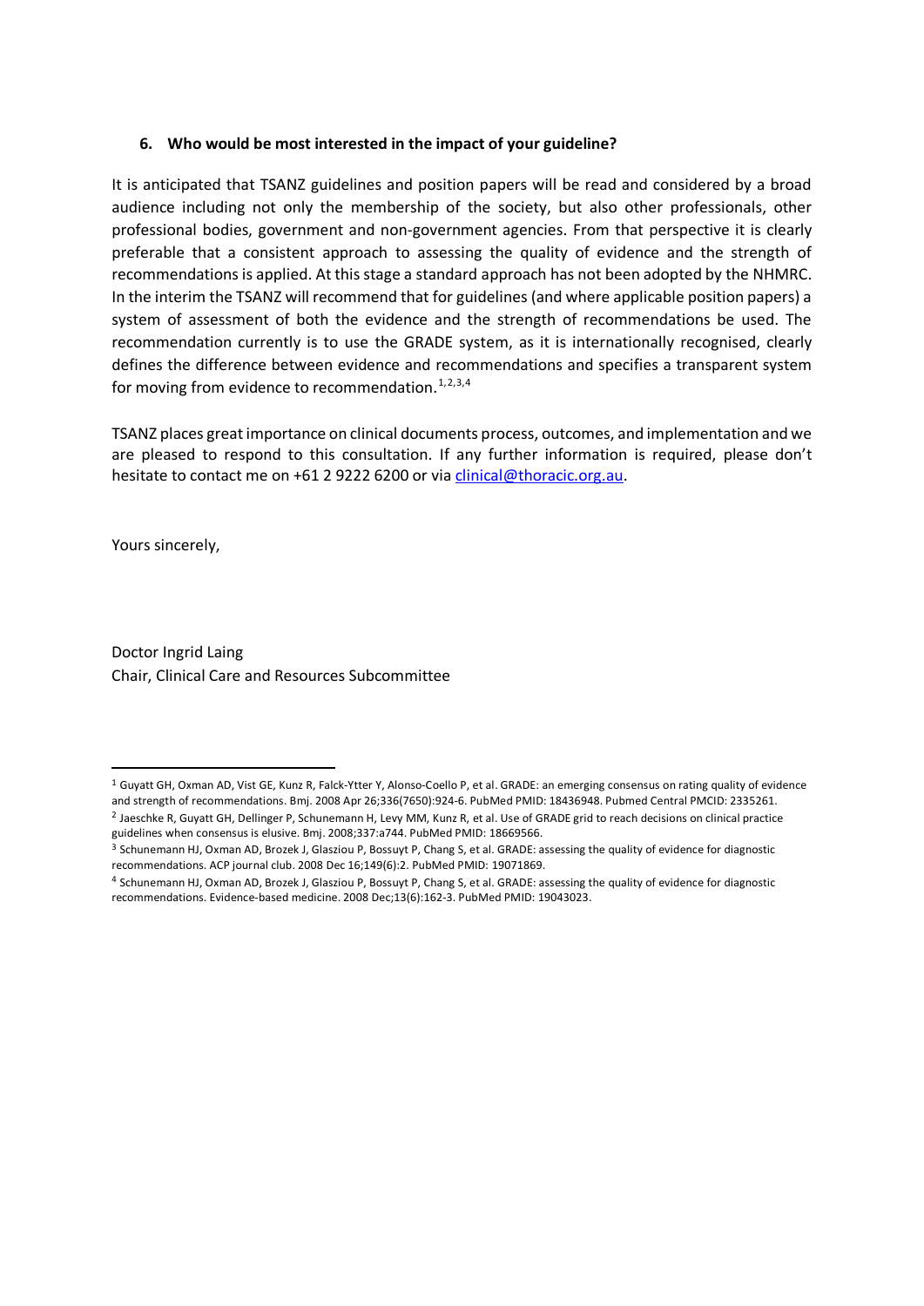### 6. Who would be most interested in the impact of your guideline?

It is anticipated that TSANZ guidelines and position papers will be read and considered by a broad audience including not only the membership of the society, but also other professionals, other professional bodies, government and non-government agencies. From that perspective it is clearly preferable that a consistent approach to assessing the quality of evidence and the strength of recommendations is applied. At this stage a standard approach has not been adopted by the NHMRC. In the interim the TSANZ will recommend that for guidelines (and where applicable position papers) a system of assessment of both the evidence and the strength of recommendations be used. The recommendation currently is to use the GRADE system, as it is internationally recognised, clearly defines the difference between evidence and recommendations and specifies a transparent system for moving from evidence to recommendation.[1,2,3,4]

TSANZ places great importance on clinical documents process, outcomes, and implementation and we are pleased to respond to this consultation. If any further information is required, please don't hesitate to contact me on +61 2 9222 6200 or via clinical@thoracic.org.au.

Yours sincerely,

Doctor Ingrid Laing
Chair, Clinical Care and Resources Subcommittee

---

[1] Guyatt GH, Oxman AD, Vist GE, Kunz R, Falck-Ytter Y, Alonso-Coello P, et al. GRADE: an emerging consensus on rating quality of evidence and strength of recommendations. Bmj. 2008 Apr 26;336(7650):924-6. PubMed PMID: 18436948. Pubmed Central PMCID: 2335261.

[2] Jaeschke R, Guyatt GH, Dellinger P, Schunemann H, Levy MM, Kunz R, et al. Use of GRADE grid to reach decisions on clinical practice guidelines when consensus is elusive. Bmj. 2008;337:a744. PubMed PMID: 18669566.

[3] Schunemann HJ, Oxman AD, Brozek J, Glasziou P, Bossuyt P, Chang S, et al. GRADE: assessing the quality of evidence for diagnostic recommendations. ACP journal club. 2008 Dec 16;149(6):2. PubMed PMID: 19071869.

[4] Schunemann HJ, Oxman AD, Brozek J, Glasziou P, Bossuyt P, Chang S, et al. GRADE: assessing the quality of evidence for diagnostic recommendations. Evidence-based medicine. 2008 Dec;13(6):162-3. PubMed PMID: 19043023.